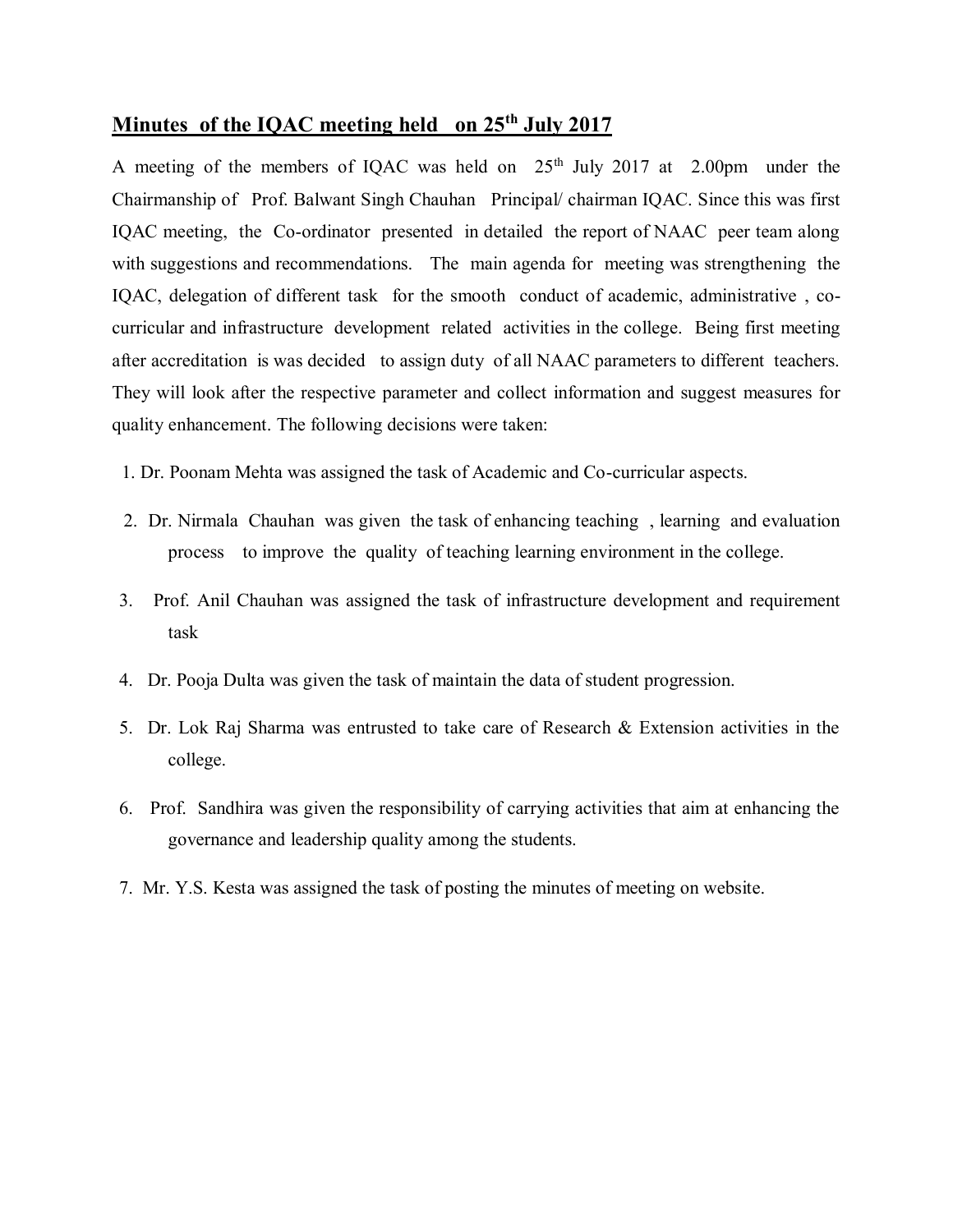## Minutes of the IQAC meeting held on 25th July 2017

A meeting of the members of IQAC was held on 25th July 2017 at 2.00pm under the Chairmanship of Prof. Balwant Singh Chauhan Principal/ chairman IQAC. Since this was first IQAC meeting, the Co-ordinator presented in detailed the report of NAAC peer team along with suggestions and recommendations. The main agenda for meeting was strengthening the IQAC, delegation of different task for the smooth conduct of academic, administrative , co-curricular and infrastructure development related activities in the college. Being first meeting after accreditation is was decided to assign duty of all NAAC parameters to different teachers. They will look after the respective parameter and collect information and suggest measures for quality enhancement. The following decisions were taken:

1. Dr. Poonam Mehta was assigned the task of Academic and Co-curricular aspects.
2. Dr. Nirmala Chauhan was given the task of enhancing teaching , learning and evaluation process to improve the quality of teaching learning environment in the college.
3. Prof. Anil Chauhan was assigned the task of infrastructure development and requirement task
4. Dr. Pooja Dulta was given the task of maintain the data of student progression.
5. Dr. Lok Raj Sharma was entrusted to take care of Research & Extension activities in the college.
6. Prof. Sandhira was given the responsibility of carrying activities that aim at enhancing the governance and leadership quality among the students.
7. Mr. Y.S. Kesta was assigned the task of posting the minutes of meeting on website.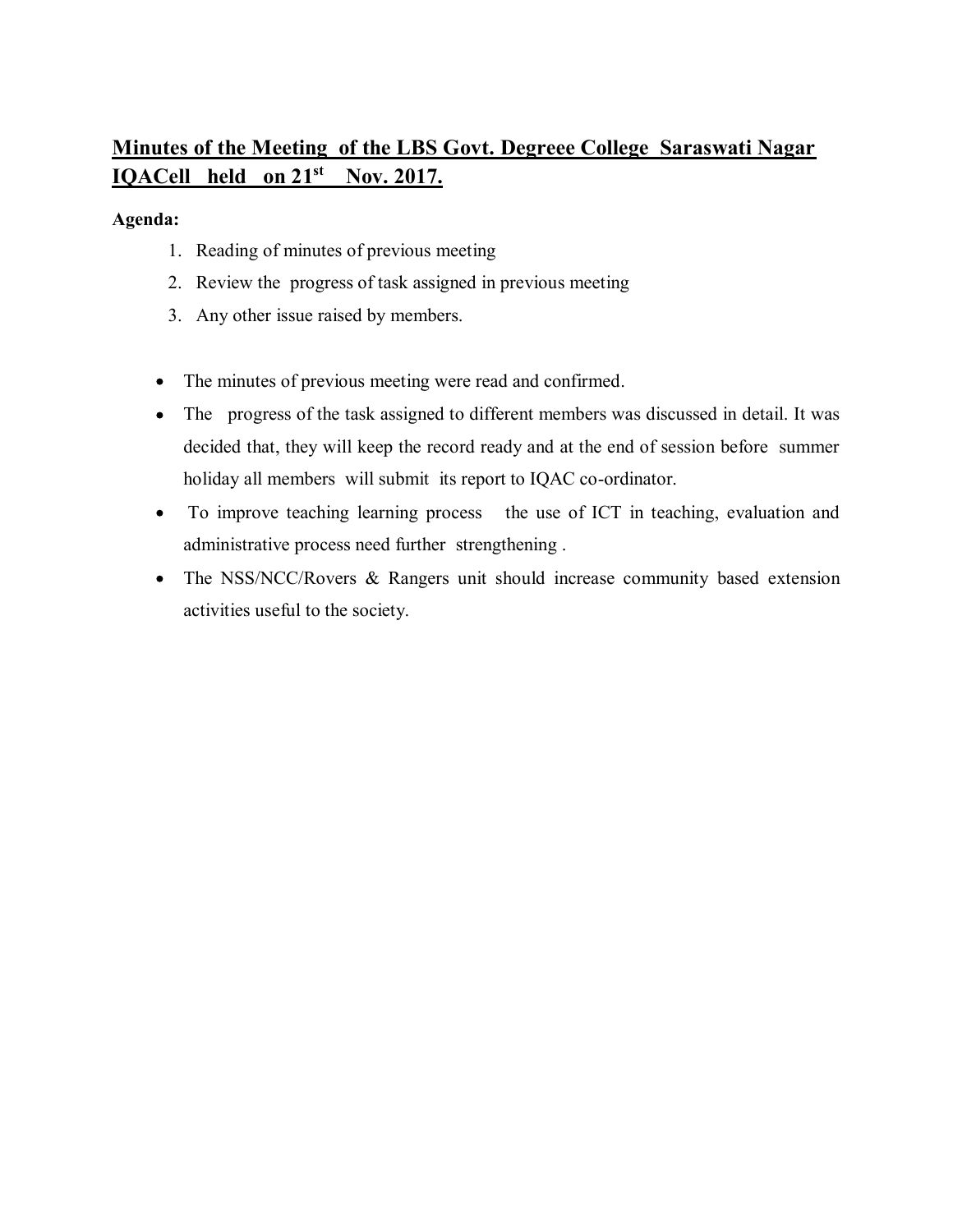## Minutes of the Meeting of the LBS Govt. Degreee College Saraswati Nagar IQACell held on 21st Nov. 2017.

**Agenda:**

1. Reading of minutes of previous meeting
2. Review the progress of task assigned in previous meeting
3. Any other issue raised by members.

- The minutes of previous meeting were read and confirmed.
- The progress of the task assigned to different members was discussed in detail. It was decided that, they will keep the record ready and at the end of session before summer holiday all members will submit its report to IQAC co-ordinator.
- To improve teaching learning process the use of ICT in teaching, evaluation and administrative process need further strengthening .
- The NSS/NCC/Rovers & Rangers unit should increase community based extension activities useful to the society.